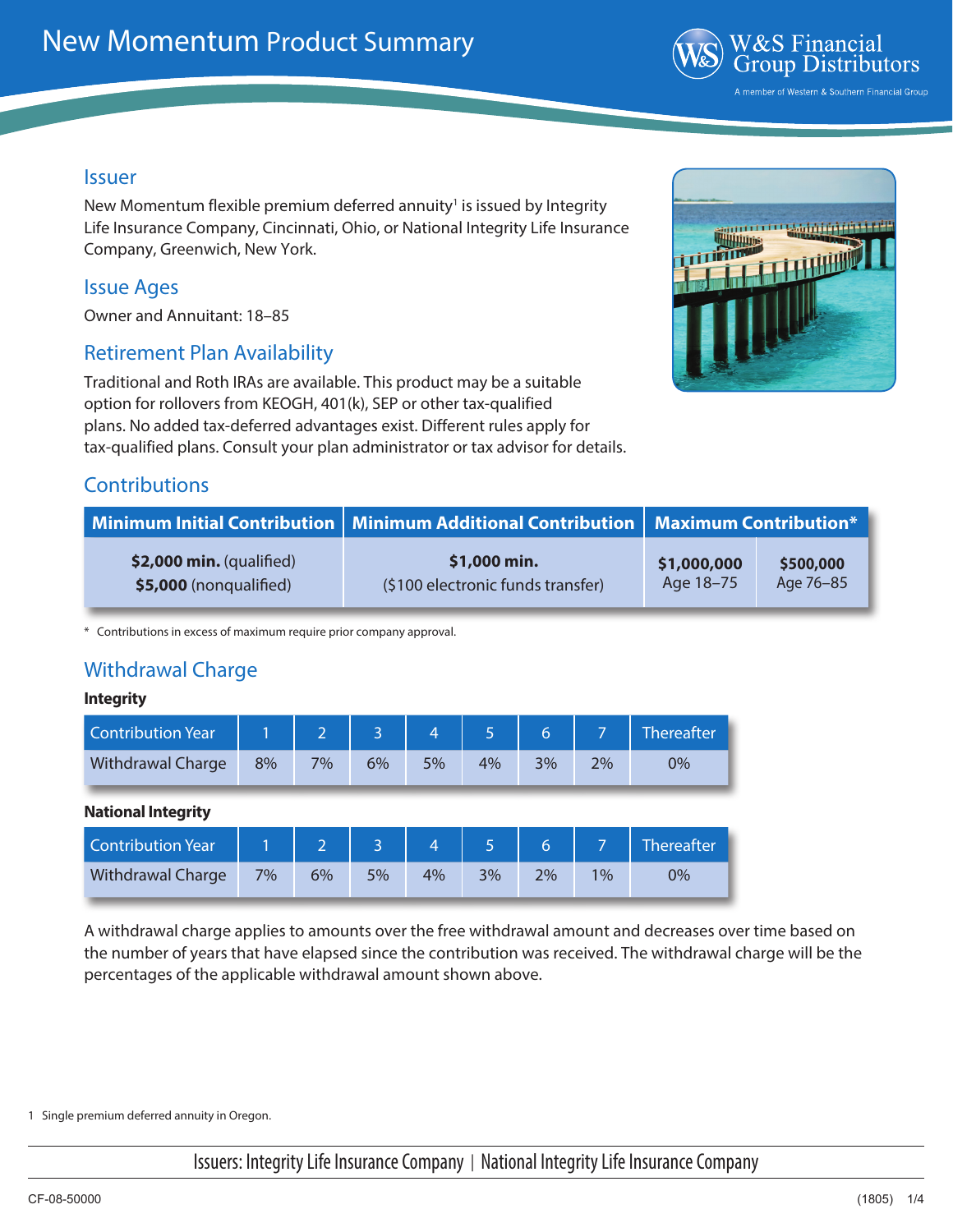# New Momentum Product Summary

W&S Financial Group Distributors
A member of Western & Southern Financial Group

## Issuer

New Momentum flexible premium deferred annuity[1] is issued by Integrity Life Insurance Company, Cincinnati, Ohio, or National Integrity Life Insurance Company, Greenwich, New York.

## Issue Ages

Owner and Annuitant: 18–85

## Retirement Plan Availability

Traditional and Roth IRAs are available. This product may be a suitable option for rollovers from KEOGH, 401(k), SEP or other tax-qualified plans. No added tax-deferred advantages exist. Different rules apply for tax-qualified plans. Consult your plan administrator or tax advisor for details.

## Contributions

| Minimum Initial Contribution | Minimum Additional Contribution | Maximum Contribution* | |
|---|---|---|---|
| **$2,000 min.** (qualified)<br>**$5,000** (nonqualified) | **$1,000 min.**<br>($100 electronic funds transfer) | **$1,000,000**<br>Age 18–75 | **$500,000**<br>Age 76–85 |

\* Contributions in excess of maximum require prior company approval.

## Withdrawal Charge

**Integrity**

| Contribution Year | 1 | 2 | 3 | 4 | 5 | 6 | 7 | Thereafter |
|---|---|---|---|---|---|---|---|---|
| Withdrawal Charge | 8% | 7% | 6% | 5% | 4% | 3% | 2% | 0% |

**National Integrity**

| Contribution Year | 1 | 2 | 3 | 4 | 5 | 6 | 7 | Thereafter |
|---|---|---|---|---|---|---|---|---|
| Withdrawal Charge | 7% | 6% | 5% | 4% | 3% | 2% | 1% | 0% |

A withdrawal charge applies to amounts over the free withdrawal amount and decreases over time based on the number of years that have elapsed since the contribution was received. The withdrawal charge will be the percentages of the applicable withdrawal amount shown above.

1 Single premium deferred annuity in Oregon.

Issuers: Integrity Life Insurance Company | National Integrity Life Insurance Company

CF-08-50000 (1805)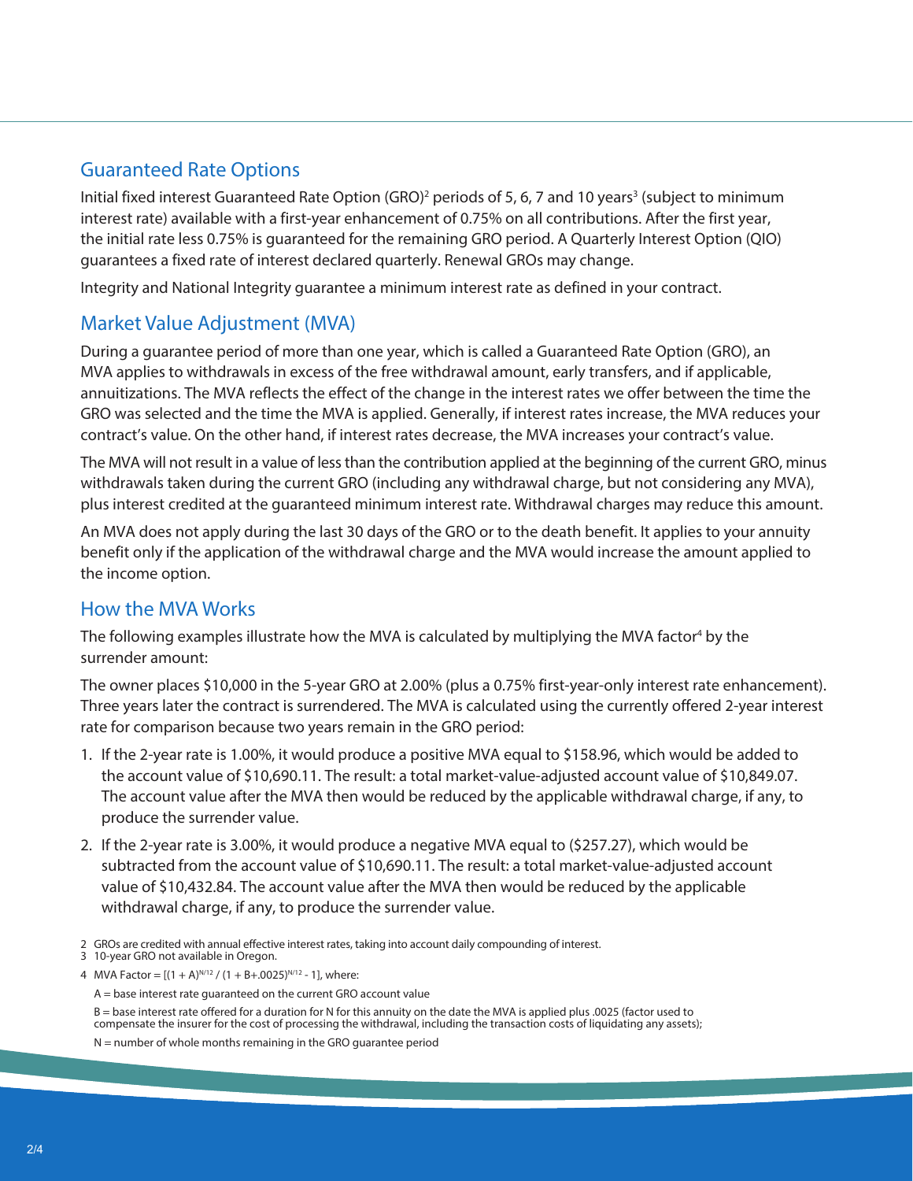## Guaranteed Rate Options

Initial fixed interest Guaranteed Rate Option (GRO)[2] periods of 5, 6, 7 and 10 years[3] (subject to minimum interest rate) available with a first-year enhancement of 0.75% on all contributions. After the first year, the initial rate less 0.75% is guaranteed for the remaining GRO period. A Quarterly Interest Option (QIO) guarantees a fixed rate of interest declared quarterly. Renewal GROs may change.

Integrity and National Integrity guarantee a minimum interest rate as defined in your contract.

## Market Value Adjustment (MVA)

During a guarantee period of more than one year, which is called a Guaranteed Rate Option (GRO), an MVA applies to withdrawals in excess of the free withdrawal amount, early transfers, and if applicable, annuitizations. The MVA reflects the effect of the change in the interest rates we offer between the time the GRO was selected and the time the MVA is applied. Generally, if interest rates increase, the MVA reduces your contract's value. On the other hand, if interest rates decrease, the MVA increases your contract's value.

The MVA will not result in a value of less than the contribution applied at the beginning of the current GRO, minus withdrawals taken during the current GRO (including any withdrawal charge, but not considering any MVA), plus interest credited at the guaranteed minimum interest rate. Withdrawal charges may reduce this amount.

An MVA does not apply during the last 30 days of the GRO or to the death benefit. It applies to your annuity benefit only if the application of the withdrawal charge and the MVA would increase the amount applied to the income option.

## How the MVA Works

The following examples illustrate how the MVA is calculated by multiplying the MVA factor[4] by the surrender amount:

The owner places $10,000 in the 5-year GRO at 2.00% (plus a 0.75% first-year-only interest rate enhancement). Three years later the contract is surrendered. The MVA is calculated using the currently offered 2-year interest rate for comparison because two years remain in the GRO period:

1. If the 2-year rate is 1.00%, it would produce a positive MVA equal to $158.96, which would be added to the account value of $10,690.11. The result: a total market-value-adjusted account value of $10,849.07. The account value after the MVA then would be reduced by the applicable withdrawal charge, if any, to produce the surrender value.
2. If the 2-year rate is 3.00%, it would produce a negative MVA equal to ($257.27), which would be subtracted from the account value of $10,690.11. The result: a total market-value-adjusted account value of $10,432.84. The account value after the MVA then would be reduced by the applicable withdrawal charge, if any, to produce the surrender value.

---

2 GROs are credited with annual effective interest rates, taking into account daily compounding of interest.

3 10-year GRO not available in Oregon.

4 MVA Factor = $[(1 + A)^{N/12} / (1 + B + .0025)^{N/12} - 1]$, where:

A = base interest rate guaranteed on the current GRO account value

B = base interest rate offered for a duration for N for this annuity on the date the MVA is applied plus .0025 (factor used to compensate the insurer for the cost of processing the withdrawal, including the transaction costs of liquidating any assets);

N = number of whole months remaining in the GRO guarantee period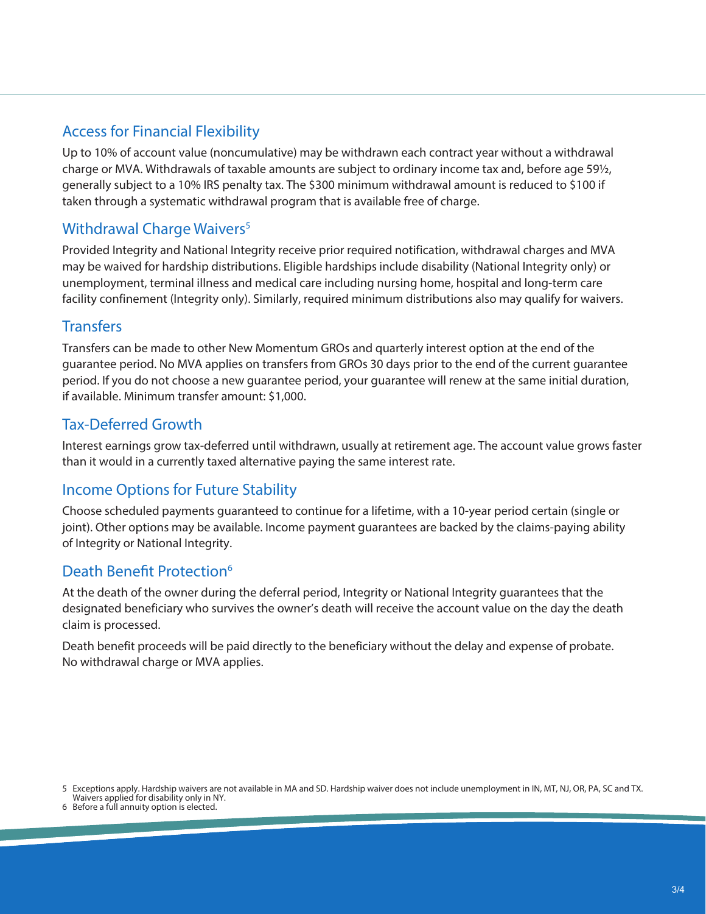## Access for Financial Flexibility

Up to 10% of account value (noncumulative) may be withdrawn each contract year without a withdrawal charge or MVA. Withdrawals of taxable amounts are subject to ordinary income tax and, before age 59½, generally subject to a 10% IRS penalty tax. The $300 minimum withdrawal amount is reduced to $100 if taken through a systematic withdrawal program that is available free of charge.

## Withdrawal Charge Waivers[5]

Provided Integrity and National Integrity receive prior required notification, withdrawal charges and MVA may be waived for hardship distributions. Eligible hardships include disability (National Integrity only) or unemployment, terminal illness and medical care including nursing home, hospital and long-term care facility confinement (Integrity only). Similarly, required minimum distributions also may qualify for waivers.

## Transfers

Transfers can be made to other New Momentum GROs and quarterly interest option at the end of the guarantee period. No MVA applies on transfers from GROs 30 days prior to the end of the current guarantee period. If you do not choose a new guarantee period, your guarantee will renew at the same initial duration, if available. Minimum transfer amount: $1,000.

## Tax-Deferred Growth

Interest earnings grow tax-deferred until withdrawn, usually at retirement age. The account value grows faster than it would in a currently taxed alternative paying the same interest rate.

## Income Options for Future Stability

Choose scheduled payments guaranteed to continue for a lifetime, with a 10-year period certain (single or joint). Other options may be available. Income payment guarantees are backed by the claims-paying ability of Integrity or National Integrity.

## Death Benefit Protection[6]

At the death of the owner during the deferral period, Integrity or National Integrity guarantees that the designated beneficiary who survives the owner's death will receive the account value on the day the death claim is processed.

Death benefit proceeds will be paid directly to the beneficiary without the delay and expense of probate. No withdrawal charge or MVA applies.

5 Exceptions apply. Hardship waivers are not available in MA and SD. Hardship waiver does not include unemployment in IN, MT, NJ, OR, PA, SC and TX. Waivers applied for disability only in NY.

6 Before a full annuity option is elected.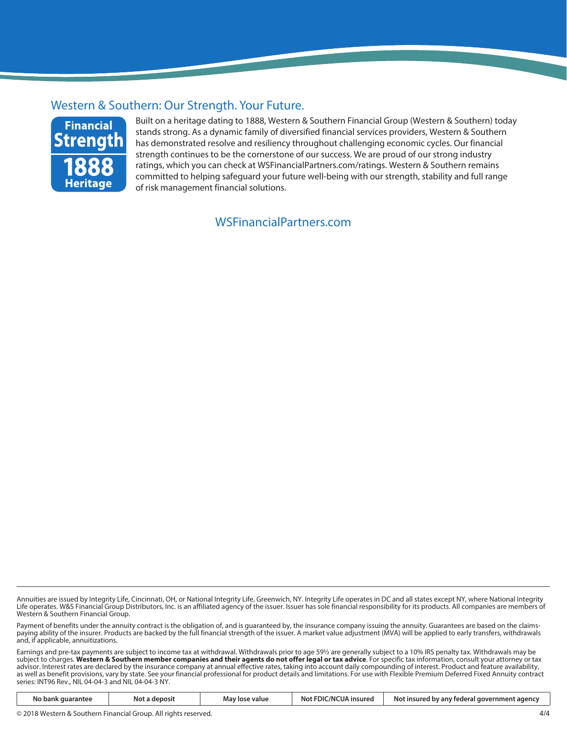## Western & Southern: Our Strength. Your Future.

**Financial Strength**
**1888 Heritage**

Built on a heritage dating to 1888, Western & Southern Financial Group (Western & Southern) today stands strong. As a dynamic family of diversified financial services providers, Western & Southern has demonstrated resolve and resiliency throughout challenging economic cycles. Our financial strength continues to be the cornerstone of our success. We are proud of our strong industry ratings, which you can check at WSFinancialPartners.com/ratings. Western & Southern remains committed to helping safeguard your future well-being with our strength, stability and full range of risk management financial solutions.

WSFinancialPartners.com

---

Annuities are issued by Integrity Life, Cincinnati, OH, or National Integrity Life, Greenwich, NY. Integrity Life operates in DC and all states except NY, where National Integrity Life operates. W&S Financial Group Distributors, Inc. is an affiliated agency of the issuer. Issuer has sole financial responsibility for its products. All companies are members of Western & Southern Financial Group.

Payment of benefits under the annuity contract is the obligation of, and is guaranteed by, the insurance company issuing the annuity. Guarantees are based on the claims-paying ability of the insurer. Products are backed by the full financial strength of the issuer. A market value adjustment (MVA) will be applied to early transfers, withdrawals and, if applicable, annuitizations.

Earnings and pre-tax payments are subject to income tax at withdrawal. Withdrawals prior to age 59½ are generally subject to a 10% IRS penalty tax. Withdrawals may be subject to charges. **Western & Southern member companies and their agents do not offer legal or tax advice**. For specific tax information, consult your attorney or tax advisor. Interest rates are declared by the insurance company at annual effective rates, taking into account daily compounding of interest. Product and feature availability, as well as benefit provisions, vary by state. See your financial professional for product details and limitations. For use with Flexible Premium Deferred Fixed Annuity contract series: INT96 Rev., NIL 04-04-3 and NIL 04-04-3 NY.

| | | | | |
|---|---|---|---|---|
| **No bank guarantee** | **Not a deposit** | **May lose value** | **Not FDIC/NCUA insured** | **Not insured by any federal government agency** |

© 2018 Western & Southern Financial Group. All rights reserved.